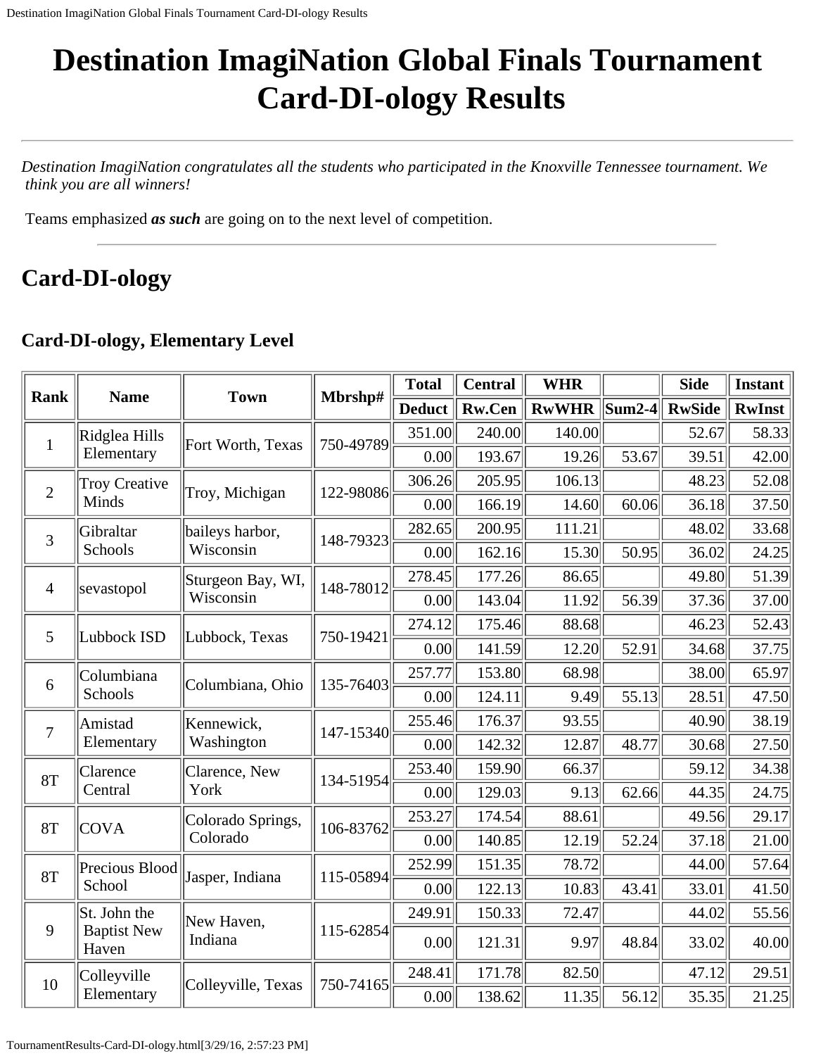# Destination ImagiNation Global Finals Tournament Card-DI-ology Results

*Destination ImagiNation congratulates all the students who participated in the Knoxville Tennessee tournament. We think you are all winners!*

Teams emphasized ***as such*** are going on to the next level of competition.

## Card-DI-ology

### Card-DI-ology, Elementary Level

| Rank | Name | Town | Mbrshp# | Total | Central | WHR | | Side | Instant |
|---|---|---|---|---|---|---|---|---|---|
| | | | | Deduct | Rw.Cen | RwWHR | Sum2-4 | RwSide | RwInst |
| 1 | Ridglea Hills Elementary | Fort Worth, Texas | 750-49789 | 351.00 | 240.00 | 140.00 | | 52.67 | 58.33 |
| | | | | 0.00 | 193.67 | 19.26 | 53.67 | 39.51 | 42.00 |
| 2 | Troy Creative Minds | Troy, Michigan | 122-98086 | 306.26 | 205.95 | 106.13 | | 48.23 | 52.08 |
| | | | | 0.00 | 166.19 | 14.60 | 60.06 | 36.18 | 37.50 |
| 3 | Gibraltar Schools | baileys harbor, Wisconsin | 148-79323 | 282.65 | 200.95 | 111.21 | | 48.02 | 33.68 |
| | | | | 0.00 | 162.16 | 15.30 | 50.95 | 36.02 | 24.25 |
| 4 | sevastopol | Sturgeon Bay, WI, Wisconsin | 148-78012 | 278.45 | 177.26 | 86.65 | | 49.80 | 51.39 |
| | | | | 0.00 | 143.04 | 11.92 | 56.39 | 37.36 | 37.00 |
| 5 | Lubbock ISD | Lubbock, Texas | 750-19421 | 274.12 | 175.46 | 88.68 | | 46.23 | 52.43 |
| | | | | 0.00 | 141.59 | 12.20 | 52.91 | 34.68 | 37.75 |
| 6 | Columbiana Schools | Columbiana, Ohio | 135-76403 | 257.77 | 153.80 | 68.98 | | 38.00 | 65.97 |
| | | | | 0.00 | 124.11 | 9.49 | 55.13 | 28.51 | 47.50 |
| 7 | Amistad Elementary | Kennewick, Washington | 147-15340 | 255.46 | 176.37 | 93.55 | | 40.90 | 38.19 |
| | | | | 0.00 | 142.32 | 12.87 | 48.77 | 30.68 | 27.50 |
| 8T | Clarence Central | Clarence, New York | 134-51954 | 253.40 | 159.90 | 66.37 | | 59.12 | 34.38 |
| | | | | 0.00 | 129.03 | 9.13 | 62.66 | 44.35 | 24.75 |
| 8T | COVA | Colorado Springs, Colorado | 106-83762 | 253.27 | 174.54 | 88.61 | | 49.56 | 29.17 |
| | | | | 0.00 | 140.85 | 12.19 | 52.24 | 37.18 | 21.00 |
| 8T | Precious Blood School | Jasper, Indiana | 115-05894 | 252.99 | 151.35 | 78.72 | | 44.00 | 57.64 |
| | | | | 0.00 | 122.13 | 10.83 | 43.41 | 33.01 | 41.50 |
| 9 | St. John the Baptist New Haven | New Haven, Indiana | 115-62854 | 249.91 | 150.33 | 72.47 | | 44.02 | 55.56 |
| | | | | 0.00 | 121.31 | 9.97 | 48.84 | 33.02 | 40.00 |
| 10 | Colleyville Elementary | Colleyville, Texas | 750-74165 | 248.41 | 171.78 | 82.50 | | 47.12 | 29.51 |
| | | | | 0.00 | 138.62 | 11.35 | 56.12 | 35.35 | 21.25 |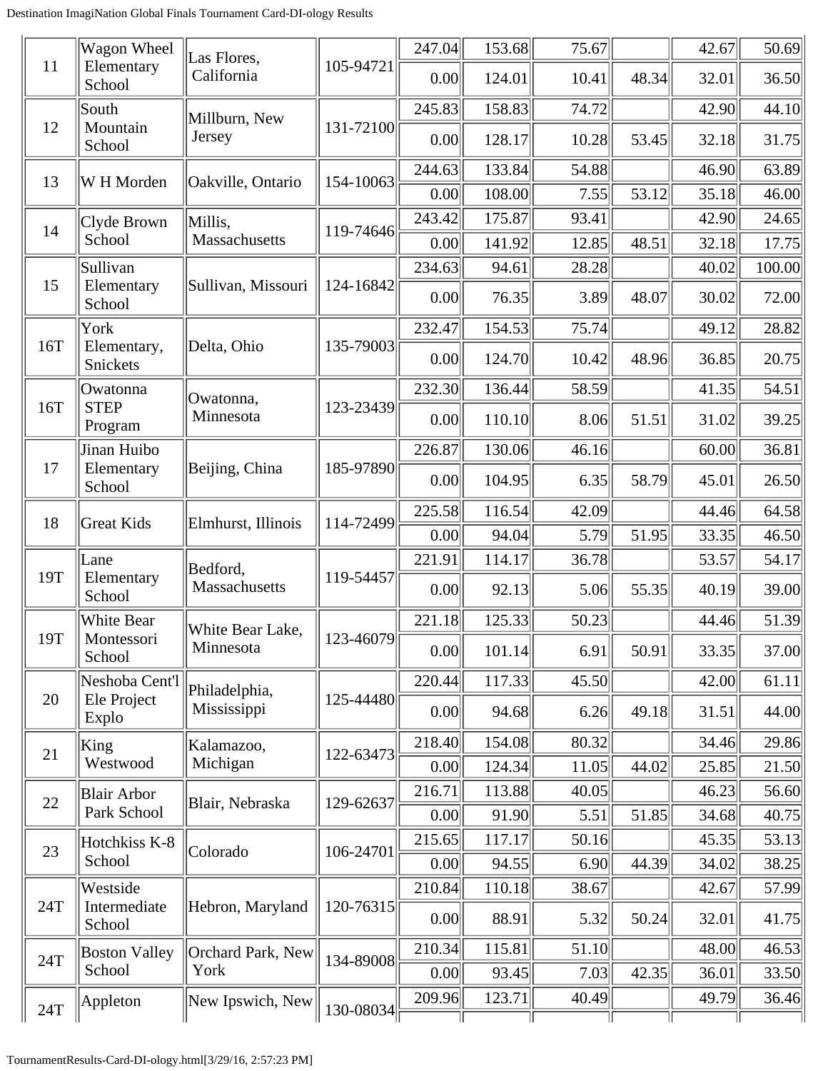| | | | | | | | | | |
|---|---|---|---|---|---|---|---|---|---|
| 11 | Wagon Wheel Elementary School | Las Flores, California | 105-94721 | 247.04 | 153.68 | 75.67 | | 42.67 | 50.69 |
| | | | | 0.00 | 124.01 | 10.41 | 48.34 | 32.01 | 36.50 |
| 12 | South Mountain School | Millburn, New Jersey | 131-72100 | 245.83 | 158.83 | 74.72 | | 42.90 | 44.10 |
| | | | | 0.00 | 128.17 | 10.28 | 53.45 | 32.18 | 31.75 |
| 13 | W H Morden | Oakville, Ontario | 154-10063 | 244.63 | 133.84 | 54.88 | | 46.90 | 63.89 |
| | | | | 0.00 | 108.00 | 7.55 | 53.12 | 35.18 | 46.00 |
| 14 | Clyde Brown School | Millis, Massachusetts | 119-74646 | 243.42 | 175.87 | 93.41 | | 42.90 | 24.65 |
| | | | | 0.00 | 141.92 | 12.85 | 48.51 | 32.18 | 17.75 |
| 15 | Sullivan Elementary School | Sullivan, Missouri | 124-16842 | 234.63 | 94.61 | 28.28 | | 40.02 | 100.00 |
| | | | | 0.00 | 76.35 | 3.89 | 48.07 | 30.02 | 72.00 |
| 16T | York Elementary, Snickets | Delta, Ohio | 135-79003 | 232.47 | 154.53 | 75.74 | | 49.12 | 28.82 |
| | | | | 0.00 | 124.70 | 10.42 | 48.96 | 36.85 | 20.75 |
| 16T | Owatonna STEP Program | Owatonna, Minnesota | 123-23439 | 232.30 | 136.44 | 58.59 | | 41.35 | 54.51 |
| | | | | 0.00 | 110.10 | 8.06 | 51.51 | 31.02 | 39.25 |
| 17 | Jinan Huibo Elementary School | Beijing, China | 185-97890 | 226.87 | 130.06 | 46.16 | | 60.00 | 36.81 |
| | | | | 0.00 | 104.95 | 6.35 | 58.79 | 45.01 | 26.50 |
| 18 | Great Kids | Elmhurst, Illinois | 114-72499 | 225.58 | 116.54 | 42.09 | | 44.46 | 64.58 |
| | | | | 0.00 | 94.04 | 5.79 | 51.95 | 33.35 | 46.50 |
| 19T | Lane Elementary School | Bedford, Massachusetts | 119-54457 | 221.91 | 114.17 | 36.78 | | 53.57 | 54.17 |
| | | | | 0.00 | 92.13 | 5.06 | 55.35 | 40.19 | 39.00 |
| 19T | White Bear Montessori School | White Bear Lake, Minnesota | 123-46079 | 221.18 | 125.33 | 50.23 | | 44.46 | 51.39 |
| | | | | 0.00 | 101.14 | 6.91 | 50.91 | 33.35 | 37.00 |
| 20 | Neshoba Cent'l Ele Project Explo | Philadelphia, Mississippi | 125-44480 | 220.44 | 117.33 | 45.50 | | 42.00 | 61.11 |
| | | | | 0.00 | 94.68 | 6.26 | 49.18 | 31.51 | 44.00 |
| 21 | King Westwood | Kalamazoo, Michigan | 122-63473 | 218.40 | 154.08 | 80.32 | | 34.46 | 29.86 |
| | | | | 0.00 | 124.34 | 11.05 | 44.02 | 25.85 | 21.50 |
| 22 | Blair Arbor Park School | Blair, Nebraska | 129-62637 | 216.71 | 113.88 | 40.05 | | 46.23 | 56.60 |
| | | | | 0.00 | 91.90 | 5.51 | 51.85 | 34.68 | 40.75 |
| 23 | Hotchkiss K-8 School | Colorado | 106-24701 | 215.65 | 117.17 | 50.16 | | 45.35 | 53.13 |
| | | | | 0.00 | 94.55 | 6.90 | 44.39 | 34.02 | 38.25 |
| 24T | Westside Intermediate School | Hebron, Maryland | 120-76315 | 210.84 | 110.18 | 38.67 | | 42.67 | 57.99 |
| | | | | 0.00 | 88.91 | 5.32 | 50.24 | 32.01 | 41.75 |
| 24T | Boston Valley School | Orchard Park, New York | 134-89008 | 210.34 | 115.81 | 51.10 | | 48.00 | 46.53 |
| | | | | 0.00 | 93.45 | 7.03 | 42.35 | 36.01 | 33.50 |
| 24T | Appleton | New Ipswich, New | 130-08034 | 209.96 | 123.71 | 40.49 | | 49.79 | 36.46 |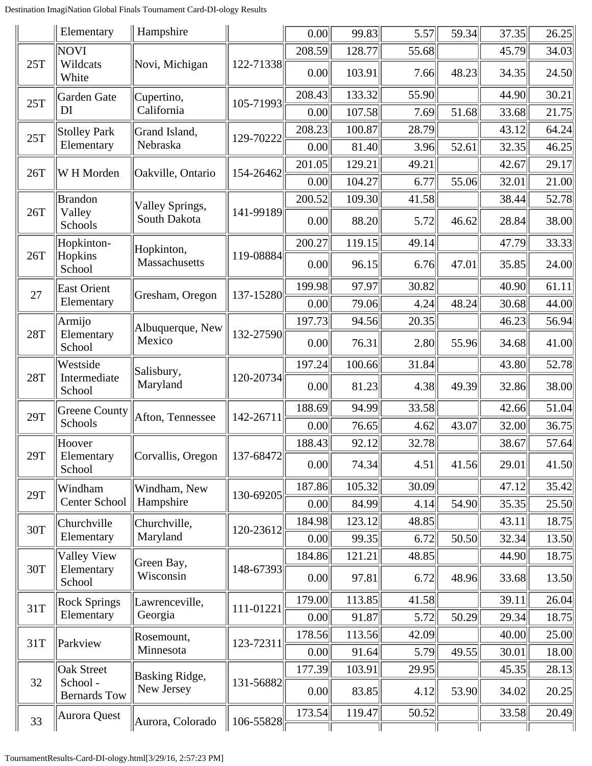| | | | | | | | | | |
|---|---|---|---|---|---|---|---|---|---|
| | Elementary | Hampshire | | 0.00 | 99.83 | 5.57 | 59.34 | 37.35 | 26.25 |
| 25T | NOVI Wildcats White | Novi, Michigan | 122-71338 | 208.59 | 128.77 | 55.68 | | 45.79 | 34.03 |
| | | | | 0.00 | 103.91 | 7.66 | 48.23 | 34.35 | 24.50 |
| 25T | Garden Gate DI | Cupertino, California | 105-71993 | 208.43 | 133.32 | 55.90 | | 44.90 | 30.21 |
| | | | | 0.00 | 107.58 | 7.69 | 51.68 | 33.68 | 21.75 |
| 25T | Stolley Park Elementary | Grand Island, Nebraska | 129-70222 | 208.23 | 100.87 | 28.79 | | 43.12 | 64.24 |
| | | | | 0.00 | 81.40 | 3.96 | 52.61 | 32.35 | 46.25 |
| 26T | W H Morden | Oakville, Ontario | 154-26462 | 201.05 | 129.21 | 49.21 | | 42.67 | 29.17 |
| | | | | 0.00 | 104.27 | 6.77 | 55.06 | 32.01 | 21.00 |
| 26T | Brandon Valley Schools | Valley Springs, South Dakota | 141-99189 | 200.52 | 109.30 | 41.58 | | 38.44 | 52.78 |
| | | | | 0.00 | 88.20 | 5.72 | 46.62 | 28.84 | 38.00 |
| 26T | Hopkinton-Hopkins School | Hopkinton, Massachusetts | 119-08884 | 200.27 | 119.15 | 49.14 | | 47.79 | 33.33 |
| | | | | 0.00 | 96.15 | 6.76 | 47.01 | 35.85 | 24.00 |
| 27 | East Orient Elementary | Gresham, Oregon | 137-15280 | 199.98 | 97.97 | 30.82 | | 40.90 | 61.11 |
| | | | | 0.00 | 79.06 | 4.24 | 48.24 | 30.68 | 44.00 |
| 28T | Armijo Elementary School | Albuquerque, New Mexico | 132-27590 | 197.73 | 94.56 | 20.35 | | 46.23 | 56.94 |
| | | | | 0.00 | 76.31 | 2.80 | 55.96 | 34.68 | 41.00 |
| 28T | Westside Intermediate School | Salisbury, Maryland | 120-20734 | 197.24 | 100.66 | 31.84 | | 43.80 | 52.78 |
| | | | | 0.00 | 81.23 | 4.38 | 49.39 | 32.86 | 38.00 |
| 29T | Greene County Schools | Afton, Tennessee | 142-26711 | 188.69 | 94.99 | 33.58 | | 42.66 | 51.04 |
| | | | | 0.00 | 76.65 | 4.62 | 43.07 | 32.00 | 36.75 |
| 29T | Hoover Elementary School | Corvallis, Oregon | 137-68472 | 188.43 | 92.12 | 32.78 | | 38.67 | 57.64 |
| | | | | 0.00 | 74.34 | 4.51 | 41.56 | 29.01 | 41.50 |
| 29T | Windham Center School | Windham, New Hampshire | 130-69205 | 187.86 | 105.32 | 30.09 | | 47.12 | 35.42 |
| | | | | 0.00 | 84.99 | 4.14 | 54.90 | 35.35 | 25.50 |
| 30T | Churchville Elementary | Churchville, Maryland | 120-23612 | 184.98 | 123.12 | 48.85 | | 43.11 | 18.75 |
| | | | | 0.00 | 99.35 | 6.72 | 50.50 | 32.34 | 13.50 |
| 30T | Valley View Elementary School | Green Bay, Wisconsin | 148-67393 | 184.86 | 121.21 | 48.85 | | 44.90 | 18.75 |
| | | | | 0.00 | 97.81 | 6.72 | 48.96 | 33.68 | 13.50 |
| 31T | Rock Springs Elementary | Lawrenceville, Georgia | 111-01221 | 179.00 | 113.85 | 41.58 | | 39.11 | 26.04 |
| | | | | 0.00 | 91.87 | 5.72 | 50.29 | 29.34 | 18.75 |
| 31T | Parkview | Rosemount, Minnesota | 123-72311 | 178.56 | 113.56 | 42.09 | | 40.00 | 25.00 |
| | | | | 0.00 | 91.64 | 5.79 | 49.55 | 30.01 | 18.00 |
| 32 | Oak Street School - Bernards Tow | Basking Ridge, New Jersey | 131-56882 | 177.39 | 103.91 | 29.95 | | 45.35 | 28.13 |
| | | | | 0.00 | 83.85 | 4.12 | 53.90 | 34.02 | 20.25 |
| 33 | Aurora Quest | Aurora, Colorado | 106-55828 | 173.54 | 119.47 | 50.52 | | 33.58 | 20.49 |
| | | | | | | | | | |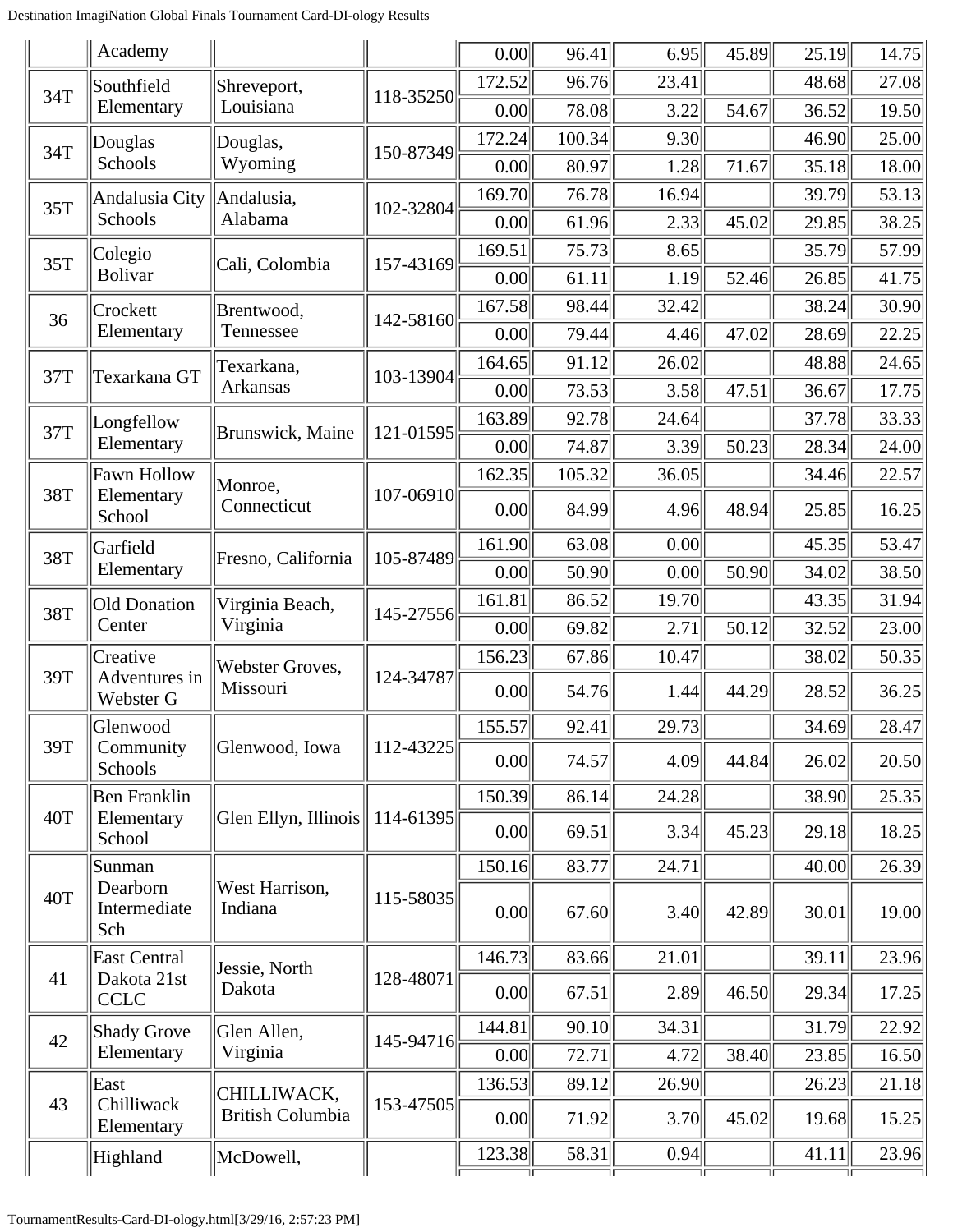| | | | | | | | | | |
|---|---|---|---|---|---|---|---|---|---|
| | Academy | | | 0.00 | 96.41 | 6.95 | 45.89 | 25.19 | 14.75 |
| 34T | Southfield Elementary | Shreveport, Louisiana | 118-35250 | 172.52 | 96.76 | 23.41 | | 48.68 | 27.08 |
| | | | | 0.00 | 78.08 | 3.22 | 54.67 | 36.52 | 19.50 |
| 34T | Douglas Schools | Douglas, Wyoming | 150-87349 | 172.24 | 100.34 | 9.30 | | 46.90 | 25.00 |
| | | | | 0.00 | 80.97 | 1.28 | 71.67 | 35.18 | 18.00 |
| 35T | Andalusia City Schools | Andalusia, Alabama | 102-32804 | 169.70 | 76.78 | 16.94 | | 39.79 | 53.13 |
| | | | | 0.00 | 61.96 | 2.33 | 45.02 | 29.85 | 38.25 |
| 35T | Colegio Bolivar | Cali, Colombia | 157-43169 | 169.51 | 75.73 | 8.65 | | 35.79 | 57.99 |
| | | | | 0.00 | 61.11 | 1.19 | 52.46 | 26.85 | 41.75 |
| 36 | Crockett Elementary | Brentwood, Tennessee | 142-58160 | 167.58 | 98.44 | 32.42 | | 38.24 | 30.90 |
| | | | | 0.00 | 79.44 | 4.46 | 47.02 | 28.69 | 22.25 |
| 37T | Texarkana GT | Texarkana, Arkansas | 103-13904 | 164.65 | 91.12 | 26.02 | | 48.88 | 24.65 |
| | | | | 0.00 | 73.53 | 3.58 | 47.51 | 36.67 | 17.75 |
| 37T | Longfellow Elementary | Brunswick, Maine | 121-01595 | 163.89 | 92.78 | 24.64 | | 37.78 | 33.33 |
| | | | | 0.00 | 74.87 | 3.39 | 50.23 | 28.34 | 24.00 |
| 38T | Fawn Hollow Elementary School | Monroe, Connecticut | 107-06910 | 162.35 | 105.32 | 36.05 | | 34.46 | 22.57 |
| | | | | 0.00 | 84.99 | 4.96 | 48.94 | 25.85 | 16.25 |
| 38T | Garfield Elementary | Fresno, California | 105-87489 | 161.90 | 63.08 | 0.00 | | 45.35 | 53.47 |
| | | | | 0.00 | 50.90 | 0.00 | 50.90 | 34.02 | 38.50 |
| 38T | Old Donation Center | Virginia Beach, Virginia | 145-27556 | 161.81 | 86.52 | 19.70 | | 43.35 | 31.94 |
| | | | | 0.00 | 69.82 | 2.71 | 50.12 | 32.52 | 23.00 |
| 39T | Creative Adventures in Webster G | Webster Groves, Missouri | 124-34787 | 156.23 | 67.86 | 10.47 | | 38.02 | 50.35 |
| | | | | 0.00 | 54.76 | 1.44 | 44.29 | 28.52 | 36.25 |
| 39T | Glenwood Community Schools | Glenwood, Iowa | 112-43225 | 155.57 | 92.41 | 29.73 | | 34.69 | 28.47 |
| | | | | 0.00 | 74.57 | 4.09 | 44.84 | 26.02 | 20.50 |
| 40T | Ben Franklin Elementary School | Glen Ellyn, Illinois | 114-61395 | 150.39 | 86.14 | 24.28 | | 38.90 | 25.35 |
| | | | | 0.00 | 69.51 | 3.34 | 45.23 | 29.18 | 18.25 |
| 40T | Sunman Dearborn Intermediate Sch | West Harrison, Indiana | 115-58035 | 150.16 | 83.77 | 24.71 | | 40.00 | 26.39 |
| | | | | 0.00 | 67.60 | 3.40 | 42.89 | 30.01 | 19.00 |
| 41 | East Central Dakota 21st CCLC | Jessie, North Dakota | 128-48071 | 146.73 | 83.66 | 21.01 | | 39.11 | 23.96 |
| | | | | 0.00 | 67.51 | 2.89 | 46.50 | 29.34 | 17.25 |
| 42 | Shady Grove Elementary | Glen Allen, Virginia | 145-94716 | 144.81 | 90.10 | 34.31 | | 31.79 | 22.92 |
| | | | | 0.00 | 72.71 | 4.72 | 38.40 | 23.85 | 16.50 |
| 43 | East Chilliwack Elementary | CHILLIWACK, British Columbia | 153-47505 | 136.53 | 89.12 | 26.90 | | 26.23 | 21.18 |
| | | | | 0.00 | 71.92 | 3.70 | 45.02 | 19.68 | 15.25 |
| | Highland | McDowell, | | 123.38 | 58.31 | 0.94 | | 41.11 | 23.96 |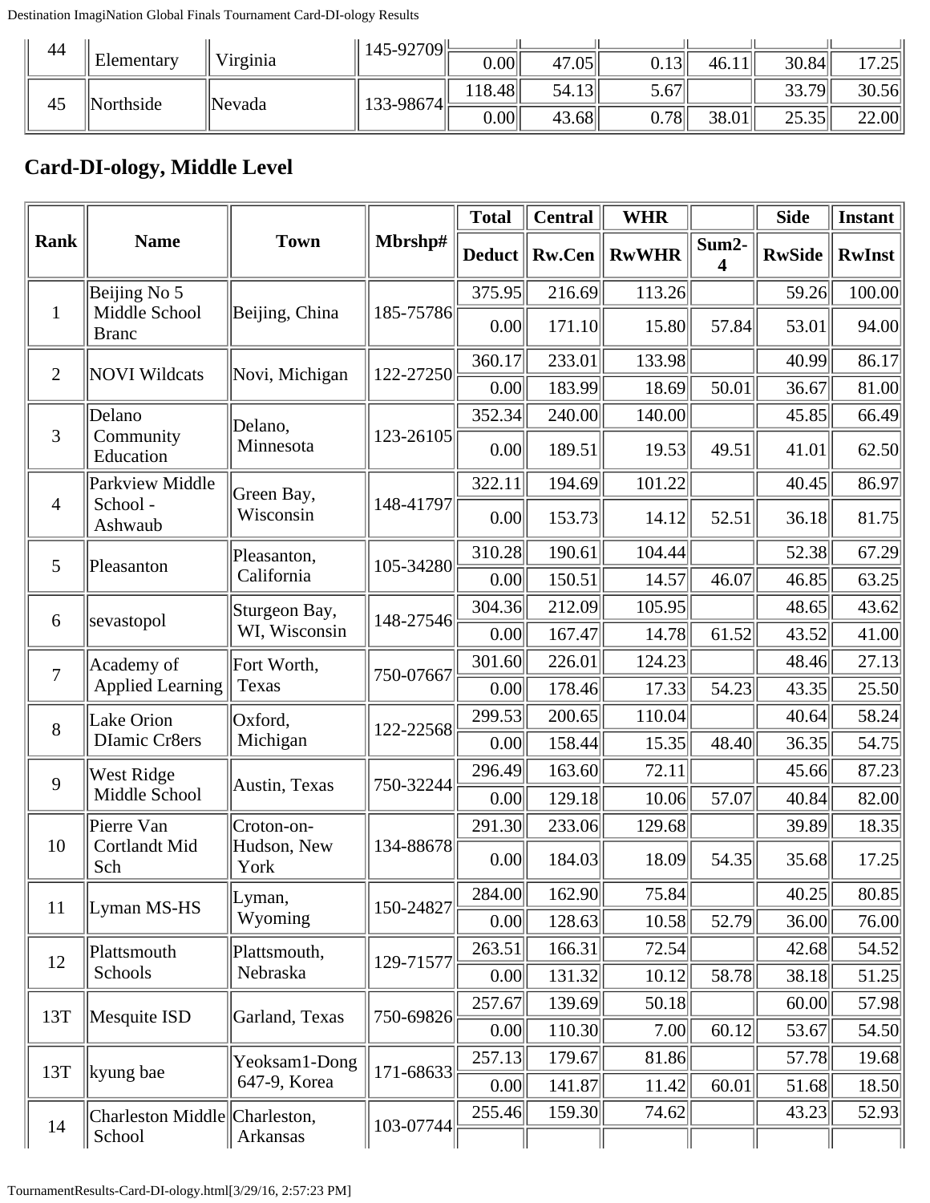| 44 | Elementary | Virginia | 145-92709 | | | | | | |
|---|---|---|---|---|---|---|---|---|---|
| | | | | 0.00 | 47.05 | 0.13 | 46.11 | 30.84 | 17.25 |
| 45 | Northside | Nevada | 133-98674 | 118.48 | 54.13 | 5.67 | | 33.79 | 30.56 |
| | | | | 0.00 | 43.68 | 0.78 | 38.01 | 25.35 | 22.00 |

## Card-DI-ology, Middle Level

| Rank | Name | Town | Mbrshp# | Total | Central | WHR | | Side | Instant |
|---|---|---|---|---|---|---|---|---|---|
| | | | | Deduct | Rw.Cen | RwWHR | Sum2-4 | RwSide | RwInst |
| 1 | Beijing No 5 Middle School Branc | Beijing, China | 185-75786 | 375.95 | 216.69 | 113.26 | | 59.26 | 100.00 |
| | | | | 0.00 | 171.10 | 15.80 | 57.84 | 53.01 | 94.00 |
| 2 | NOVI Wildcats | Novi, Michigan | 122-27250 | 360.17 | 233.01 | 133.98 | | 40.99 | 86.17 |
| | | | | 0.00 | 183.99 | 18.69 | 50.01 | 36.67 | 81.00 |
| 3 | Delano Community Education | Delano, Minnesota | 123-26105 | 352.34 | 240.00 | 140.00 | | 45.85 | 66.49 |
| | | | | 0.00 | 189.51 | 19.53 | 49.51 | 41.01 | 62.50 |
| 4 | Parkview Middle School - Ashwaub | Green Bay, Wisconsin | 148-41797 | 322.11 | 194.69 | 101.22 | | 40.45 | 86.97 |
| | | | | 0.00 | 153.73 | 14.12 | 52.51 | 36.18 | 81.75 |
| 5 | Pleasanton | Pleasanton, California | 105-34280 | 310.28 | 190.61 | 104.44 | | 52.38 | 67.29 |
| | | | | 0.00 | 150.51 | 14.57 | 46.07 | 46.85 | 63.25 |
| 6 | sevastopol | Sturgeon Bay, WI, Wisconsin | 148-27546 | 304.36 | 212.09 | 105.95 | | 48.65 | 43.62 |
| | | | | 0.00 | 167.47 | 14.78 | 61.52 | 43.52 | 41.00 |
| 7 | Academy of Applied Learning | Fort Worth, Texas | 750-07667 | 301.60 | 226.01 | 124.23 | | 48.46 | 27.13 |
| | | | | 0.00 | 178.46 | 17.33 | 54.23 | 43.35 | 25.50 |
| 8 | Lake Orion DIamic Cr8ers | Oxford, Michigan | 122-22568 | 299.53 | 200.65 | 110.04 | | 40.64 | 58.24 |
| | | | | 0.00 | 158.44 | 15.35 | 48.40 | 36.35 | 54.75 |
| 9 | West Ridge Middle School | Austin, Texas | 750-32244 | 296.49 | 163.60 | 72.11 | | 45.66 | 87.23 |
| | | | | 0.00 | 129.18 | 10.06 | 57.07 | 40.84 | 82.00 |
| 10 | Pierre Van Cortlandt Mid Sch | Croton-on-Hudson, New York | 134-88678 | 291.30 | 233.06 | 129.68 | | 39.89 | 18.35 |
| | | | | 0.00 | 184.03 | 18.09 | 54.35 | 35.68 | 17.25 |
| 11 | Lyman MS-HS | Lyman, Wyoming | 150-24827 | 284.00 | 162.90 | 75.84 | | 40.25 | 80.85 |
| | | | | 0.00 | 128.63 | 10.58 | 52.79 | 36.00 | 76.00 |
| 12 | Plattsmouth Schools | Plattsmouth, Nebraska | 129-71577 | 263.51 | 166.31 | 72.54 | | 42.68 | 54.52 |
| | | | | 0.00 | 131.32 | 10.12 | 58.78 | 38.18 | 51.25 |
| 13T | Mesquite ISD | Garland, Texas | 750-69826 | 257.67 | 139.69 | 50.18 | | 60.00 | 57.98 |
| | | | | 0.00 | 110.30 | 7.00 | 60.12 | 53.67 | 54.50 |
| 13T | kyung bae | Yeoksam1-Dong 647-9, Korea | 171-68633 | 257.13 | 179.67 | 81.86 | | 57.78 | 19.68 |
| | | | | 0.00 | 141.87 | 11.42 | 60.01 | 51.68 | 18.50 |
| 14 | Charleston Middle School | Charleston, Arkansas | 103-07744 | 255.46 | 159.30 | 74.62 | | 43.23 | 52.93 |
| | | | | | | | | | |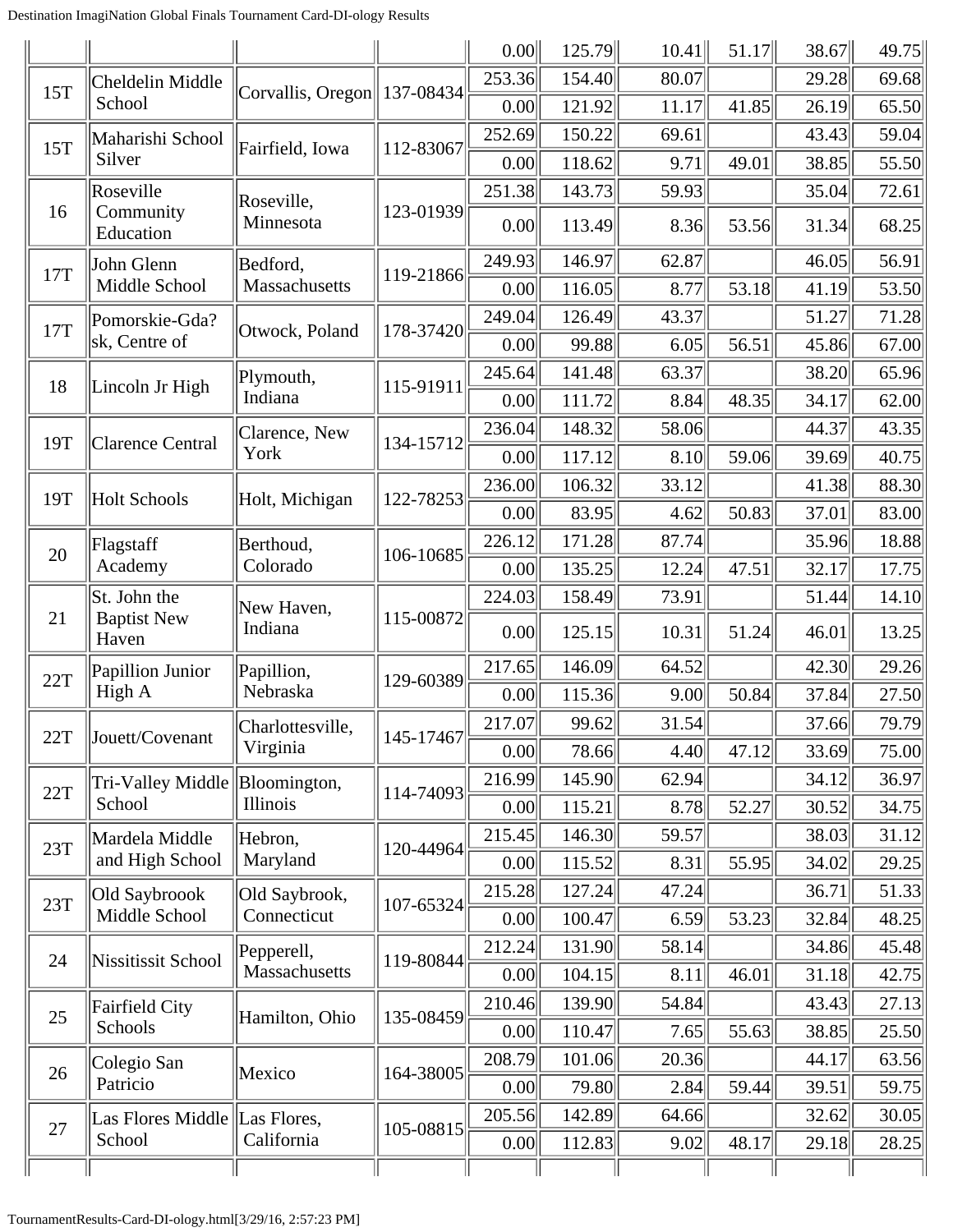| | | | | | | | | | |
|---|---|---|---|---|---|---|---|---|---|
| | | | | 0.00 | 125.79 | 10.41 | 51.17 | 38.67 | 49.75 |
| 15T | Cheldelin Middle School | Corvallis, Oregon | 137-08434 | 253.36 | 154.40 | 80.07 | | 29.28 | 69.68 |
| | | | | 0.00 | 121.92 | 11.17 | 41.85 | 26.19 | 65.50 |
| 15T | Maharishi School Silver | Fairfield, Iowa | 112-83067 | 252.69 | 150.22 | 69.61 | | 43.43 | 59.04 |
| | | | | 0.00 | 118.62 | 9.71 | 49.01 | 38.85 | 55.50 |
| 16 | Roseville Community Education | Roseville, Minnesota | 123-01939 | 251.38 | 143.73 | 59.93 | | 35.04 | 72.61 |
| | | | | 0.00 | 113.49 | 8.36 | 53.56 | 31.34 | 68.25 |
| 17T | John Glenn Middle School | Bedford, Massachusetts | 119-21866 | 249.93 | 146.97 | 62.87 | | 46.05 | 56.91 |
| | | | | 0.00 | 116.05 | 8.77 | 53.18 | 41.19 | 53.50 |
| 17T | Pomorskie-Gda?sk, Centre of | Otwock, Poland | 178-37420 | 249.04 | 126.49 | 43.37 | | 51.27 | 71.28 |
| | | | | 0.00 | 99.88 | 6.05 | 56.51 | 45.86 | 67.00 |
| 18 | Lincoln Jr High | Plymouth, Indiana | 115-91911 | 245.64 | 141.48 | 63.37 | | 38.20 | 65.96 |
| | | | | 0.00 | 111.72 | 8.84 | 48.35 | 34.17 | 62.00 |
| 19T | Clarence Central | Clarence, New York | 134-15712 | 236.04 | 148.32 | 58.06 | | 44.37 | 43.35 |
| | | | | 0.00 | 117.12 | 8.10 | 59.06 | 39.69 | 40.75 |
| 19T | Holt Schools | Holt, Michigan | 122-78253 | 236.00 | 106.32 | 33.12 | | 41.38 | 88.30 |
| | | | | 0.00 | 83.95 | 4.62 | 50.83 | 37.01 | 83.00 |
| 20 | Flagstaff Academy | Berthoud, Colorado | 106-10685 | 226.12 | 171.28 | 87.74 | | 35.96 | 18.88 |
| | | | | 0.00 | 135.25 | 12.24 | 47.51 | 32.17 | 17.75 |
| 21 | St. John the Baptist New Haven | New Haven, Indiana | 115-00872 | 224.03 | 158.49 | 73.91 | | 51.44 | 14.10 |
| | | | | 0.00 | 125.15 | 10.31 | 51.24 | 46.01 | 13.25 |
| 22T | Papillion Junior High A | Papillion, Nebraska | 129-60389 | 217.65 | 146.09 | 64.52 | | 42.30 | 29.26 |
| | | | | 0.00 | 115.36 | 9.00 | 50.84 | 37.84 | 27.50 |
| 22T | Jouett/Covenant | Charlottesville, Virginia | 145-17467 | 217.07 | 99.62 | 31.54 | | 37.66 | 79.79 |
| | | | | 0.00 | 78.66 | 4.40 | 47.12 | 33.69 | 75.00 |
| 22T | Tri-Valley Middle School | Bloomington, Illinois | 114-74093 | 216.99 | 145.90 | 62.94 | | 34.12 | 36.97 |
| | | | | 0.00 | 115.21 | 8.78 | 52.27 | 30.52 | 34.75 |
| 23T | Mardela Middle and High School | Hebron, Maryland | 120-44964 | 215.45 | 146.30 | 59.57 | | 38.03 | 31.12 |
| | | | | 0.00 | 115.52 | 8.31 | 55.95 | 34.02 | 29.25 |
| 23T | Old Saybroook Middle School | Old Saybrook, Connecticut | 107-65324 | 215.28 | 127.24 | 47.24 | | 36.71 | 51.33 |
| | | | | 0.00 | 100.47 | 6.59 | 53.23 | 32.84 | 48.25 |
| 24 | Nissitissit School | Pepperell, Massachusetts | 119-80844 | 212.24 | 131.90 | 58.14 | | 34.86 | 45.48 |
| | | | | 0.00 | 104.15 | 8.11 | 46.01 | 31.18 | 42.75 |
| 25 | Fairfield City Schools | Hamilton, Ohio | 135-08459 | 210.46 | 139.90 | 54.84 | | 43.43 | 27.13 |
| | | | | 0.00 | 110.47 | 7.65 | 55.63 | 38.85 | 25.50 |
| 26 | Colegio San Patricio | Mexico | 164-38005 | 208.79 | 101.06 | 20.36 | | 44.17 | 63.56 |
| | | | | 0.00 | 79.80 | 2.84 | 59.44 | 39.51 | 59.75 |
| 27 | Las Flores Middle School | Las Flores, California | 105-08815 | 205.56 | 142.89 | 64.66 | | 32.62 | 30.05 |
| | | | | 0.00 | 112.83 | 9.02 | 48.17 | 29.18 | 28.25 |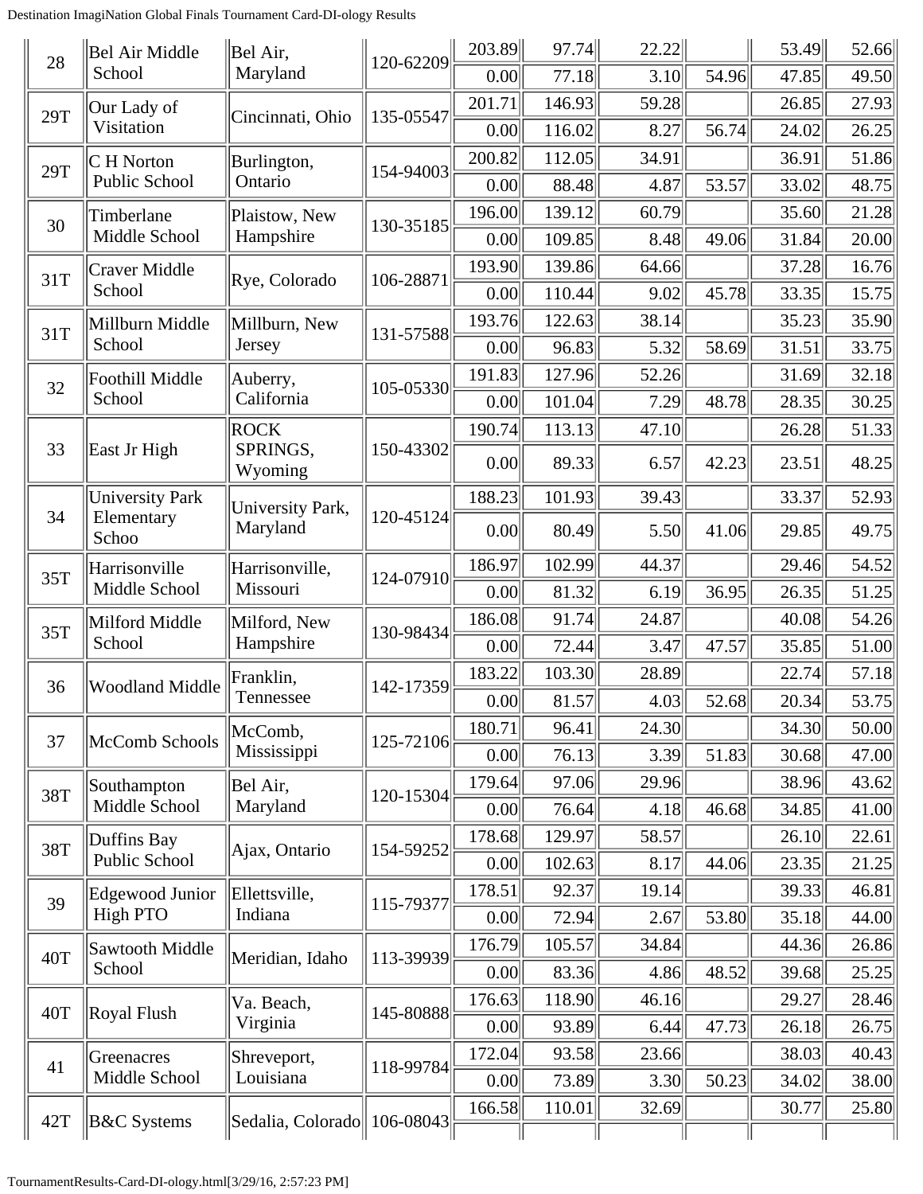| 28 | Bel Air Middle School | Bel Air, Maryland | 120-62209 | 203.89 | 97.74 | 22.22 | | 53.49 | 52.66 |
|---|---|---|---|---|---|---|---|---|---|
| | | | | 0.00 | 77.18 | 3.10 | 54.96 | 47.85 | 49.50 |
| 29T | Our Lady of Visitation | Cincinnati, Ohio | 135-05547 | 201.71 | 146.93 | 59.28 | | 26.85 | 27.93 |
| | | | | 0.00 | 116.02 | 8.27 | 56.74 | 24.02 | 26.25 |
| 29T | C H Norton Public School | Burlington, Ontario | 154-94003 | 200.82 | 112.05 | 34.91 | | 36.91 | 51.86 |
| | | | | 0.00 | 88.48 | 4.87 | 53.57 | 33.02 | 48.75 |
| 30 | Timberlane Middle School | Plaistow, New Hampshire | 130-35185 | 196.00 | 139.12 | 60.79 | | 35.60 | 21.28 |
| | | | | 0.00 | 109.85 | 8.48 | 49.06 | 31.84 | 20.00 |
| 31T | Craver Middle School | Rye, Colorado | 106-28871 | 193.90 | 139.86 | 64.66 | | 37.28 | 16.76 |
| | | | | 0.00 | 110.44 | 9.02 | 45.78 | 33.35 | 15.75 |
| 31T | Millburn Middle School | Millburn, New Jersey | 131-57588 | 193.76 | 122.63 | 38.14 | | 35.23 | 35.90 |
| | | | | 0.00 | 96.83 | 5.32 | 58.69 | 31.51 | 33.75 |
| 32 | Foothill Middle School | Auberry, California | 105-05330 | 191.83 | 127.96 | 52.26 | | 31.69 | 32.18 |
| | | | | 0.00 | 101.04 | 7.29 | 48.78 | 28.35 | 30.25 |
| 33 | East Jr High | ROCK SPRINGS, Wyoming | 150-43302 | 190.74 | 113.13 | 47.10 | | 26.28 | 51.33 |
| | | | | 0.00 | 89.33 | 6.57 | 42.23 | 23.51 | 48.25 |
| 34 | University Park Elementary Schoo | University Park, Maryland | 120-45124 | 188.23 | 101.93 | 39.43 | | 33.37 | 52.93 |
| | | | | 0.00 | 80.49 | 5.50 | 41.06 | 29.85 | 49.75 |
| 35T | Harrisonville Middle School | Harrisonville, Missouri | 124-07910 | 186.97 | 102.99 | 44.37 | | 29.46 | 54.52 |
| | | | | 0.00 | 81.32 | 6.19 | 36.95 | 26.35 | 51.25 |
| 35T | Milford Middle School | Milford, New Hampshire | 130-98434 | 186.08 | 91.74 | 24.87 | | 40.08 | 54.26 |
| | | | | 0.00 | 72.44 | 3.47 | 47.57 | 35.85 | 51.00 |
| 36 | Woodland Middle | Franklin, Tennessee | 142-17359 | 183.22 | 103.30 | 28.89 | | 22.74 | 57.18 |
| | | | | 0.00 | 81.57 | 4.03 | 52.68 | 20.34 | 53.75 |
| 37 | McComb Schools | McComb, Mississippi | 125-72106 | 180.71 | 96.41 | 24.30 | | 34.30 | 50.00 |
| | | | | 0.00 | 76.13 | 3.39 | 51.83 | 30.68 | 47.00 |
| 38T | Southampton Middle School | Bel Air, Maryland | 120-15304 | 179.64 | 97.06 | 29.96 | | 38.96 | 43.62 |
| | | | | 0.00 | 76.64 | 4.18 | 46.68 | 34.85 | 41.00 |
| 38T | Duffins Bay Public School | Ajax, Ontario | 154-59252 | 178.68 | 129.97 | 58.57 | | 26.10 | 22.61 |
| | | | | 0.00 | 102.63 | 8.17 | 44.06 | 23.35 | 21.25 |
| 39 | Edgewood Junior High PTO | Ellettsville, Indiana | 115-79377 | 178.51 | 92.37 | 19.14 | | 39.33 | 46.81 |
| | | | | 0.00 | 72.94 | 2.67 | 53.80 | 35.18 | 44.00 |
| 40T | Sawtooth Middle School | Meridian, Idaho | 113-39939 | 176.79 | 105.57 | 34.84 | | 44.36 | 26.86 |
| | | | | 0.00 | 83.36 | 4.86 | 48.52 | 39.68 | 25.25 |
| 40T | Royal Flush | Va. Beach, Virginia | 145-80888 | 176.63 | 118.90 | 46.16 | | 29.27 | 28.46 |
| | | | | 0.00 | 93.89 | 6.44 | 47.73 | 26.18 | 26.75 |
| 41 | Greenacres Middle School | Shreveport, Louisiana | 118-99784 | 172.04 | 93.58 | 23.66 | | 38.03 | 40.43 |
| | | | | 0.00 | 73.89 | 3.30 | 50.23 | 34.02 | 38.00 |
| 42T | B&C Systems | Sedalia, Colorado | 106-08043 | 166.58 | 110.01 | 32.69 | | 30.77 | 25.80 |
| | | | | | | | | | |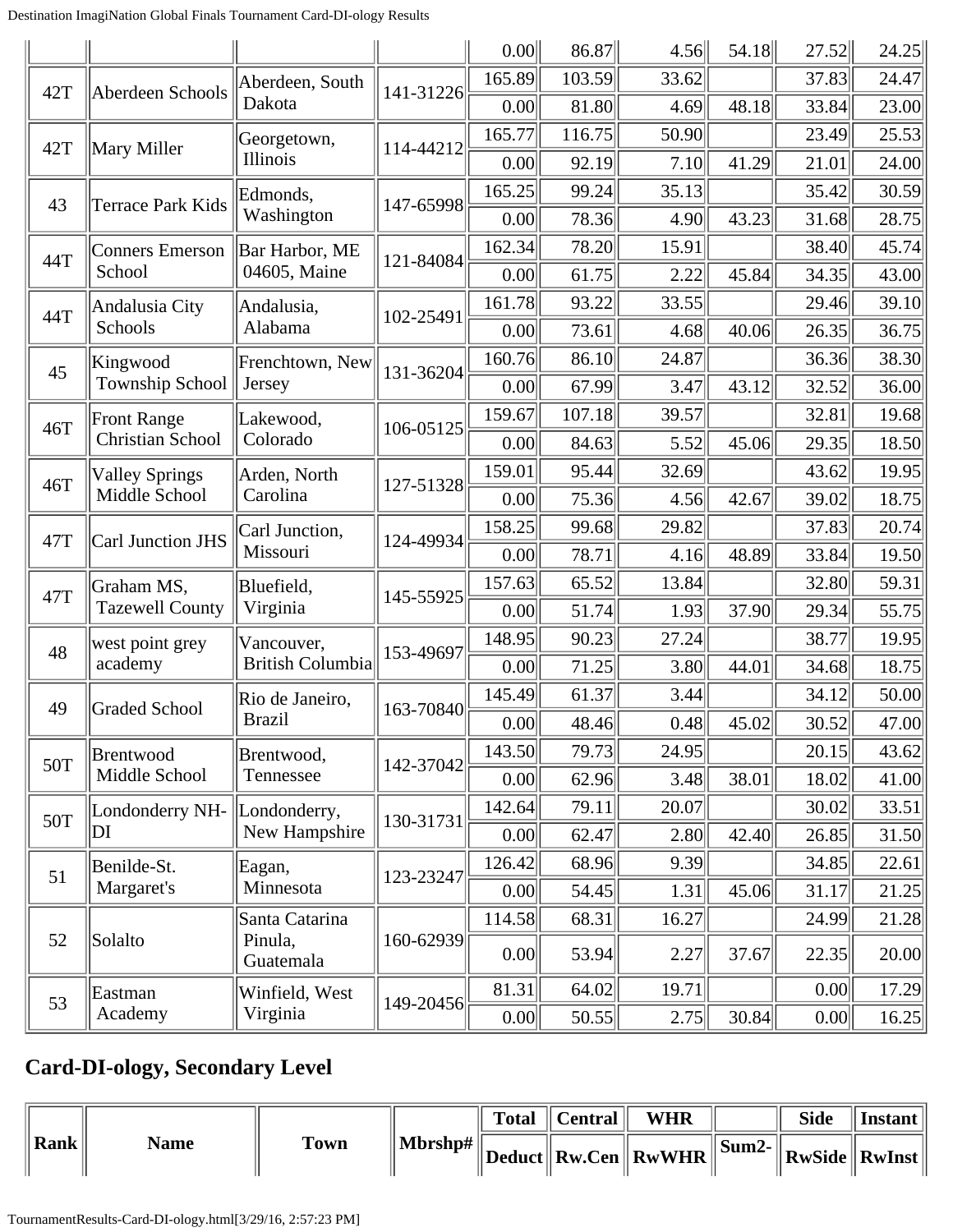| | | | | 0.00 | 86.87 | 4.56 | 54.18 | 27.52 | 24.25 |
|---|---|---|---|---|---|---|---|---|---|
| 42T | Aberdeen Schools | Aberdeen, South Dakota | 141-31226 | 165.89 | 103.59 | 33.62 | | 37.83 | 24.47 |
| | | | | 0.00 | 81.80 | 4.69 | 48.18 | 33.84 | 23.00 |
| 42T | Mary Miller | Georgetown, Illinois | 114-44212 | 165.77 | 116.75 | 50.90 | | 23.49 | 25.53 |
| | | | | 0.00 | 92.19 | 7.10 | 41.29 | 21.01 | 24.00 |
| 43 | Terrace Park Kids | Edmonds, Washington | 147-65998 | 165.25 | 99.24 | 35.13 | | 35.42 | 30.59 |
| | | | | 0.00 | 78.36 | 4.90 | 43.23 | 31.68 | 28.75 |
| 44T | Conners Emerson School | Bar Harbor, ME 04605, Maine | 121-84084 | 162.34 | 78.20 | 15.91 | | 38.40 | 45.74 |
| | | | | 0.00 | 61.75 | 2.22 | 45.84 | 34.35 | 43.00 |
| 44T | Andalusia City Schools | Andalusia, Alabama | 102-25491 | 161.78 | 93.22 | 33.55 | | 29.46 | 39.10 |
| | | | | 0.00 | 73.61 | 4.68 | 40.06 | 26.35 | 36.75 |
| 45 | Kingwood Township School | Frenchtown, New Jersey | 131-36204 | 160.76 | 86.10 | 24.87 | | 36.36 | 38.30 |
| | | | | 0.00 | 67.99 | 3.47 | 43.12 | 32.52 | 36.00 |
| 46T | Front Range Christian School | Lakewood, Colorado | 106-05125 | 159.67 | 107.18 | 39.57 | | 32.81 | 19.68 |
| | | | | 0.00 | 84.63 | 5.52 | 45.06 | 29.35 | 18.50 |
| 46T | Valley Springs Middle School | Arden, North Carolina | 127-51328 | 159.01 | 95.44 | 32.69 | | 43.62 | 19.95 |
| | | | | 0.00 | 75.36 | 4.56 | 42.67 | 39.02 | 18.75 |
| 47T | Carl Junction JHS | Carl Junction, Missouri | 124-49934 | 158.25 | 99.68 | 29.82 | | 37.83 | 20.74 |
| | | | | 0.00 | 78.71 | 4.16 | 48.89 | 33.84 | 19.50 |
| 47T | Graham MS, Tazewell County | Bluefield, Virginia | 145-55925 | 157.63 | 65.52 | 13.84 | | 32.80 | 59.31 |
| | | | | 0.00 | 51.74 | 1.93 | 37.90 | 29.34 | 55.75 |
| 48 | west point grey academy | Vancouver, British Columbia | 153-49697 | 148.95 | 90.23 | 27.24 | | 38.77 | 19.95 |
| | | | | 0.00 | 71.25 | 3.80 | 44.01 | 34.68 | 18.75 |
| 49 | Graded School | Rio de Janeiro, Brazil | 163-70840 | 145.49 | 61.37 | 3.44 | | 34.12 | 50.00 |
| | | | | 0.00 | 48.46 | 0.48 | 45.02 | 30.52 | 47.00 |
| 50T | Brentwood Middle School | Brentwood, Tennessee | 142-37042 | 143.50 | 79.73 | 24.95 | | 20.15 | 43.62 |
| | | | | 0.00 | 62.96 | 3.48 | 38.01 | 18.02 | 41.00 |
| 50T | Londonderry NH-DI | Londonderry, New Hampshire | 130-31731 | 142.64 | 79.11 | 20.07 | | 30.02 | 33.51 |
| | | | | 0.00 | 62.47 | 2.80 | 42.40 | 26.85 | 31.50 |
| 51 | Benilde-St. Margaret's | Eagan, Minnesota | 123-23247 | 126.42 | 68.96 | 9.39 | | 34.85 | 22.61 |
| | | | | 0.00 | 54.45 | 1.31 | 45.06 | 31.17 | 21.25 |
| 52 | Solalto | Santa Catarina Pinula, Guatemala | 160-62939 | 114.58 | 68.31 | 16.27 | | 24.99 | 21.28 |
| | | | | 0.00 | 53.94 | 2.27 | 37.67 | 22.35 | 20.00 |
| 53 | Eastman Academy | Winfield, West Virginia | 149-20456 | 81.31 | 64.02 | 19.71 | | 0.00 | 17.29 |
| | | | | 0.00 | 50.55 | 2.75 | 30.84 | 0.00 | 16.25 |

## Card-DI-ology, Secondary Level

| Rank | Name | Town | Mbrshp# | Total | Central | WHR | | Side | Instant |
|---|---|---|---|---|---|---|---|---|---|
| | | | | Deduct | Rw.Cen | RwWHR | Sum2- | RwSide | RwInst |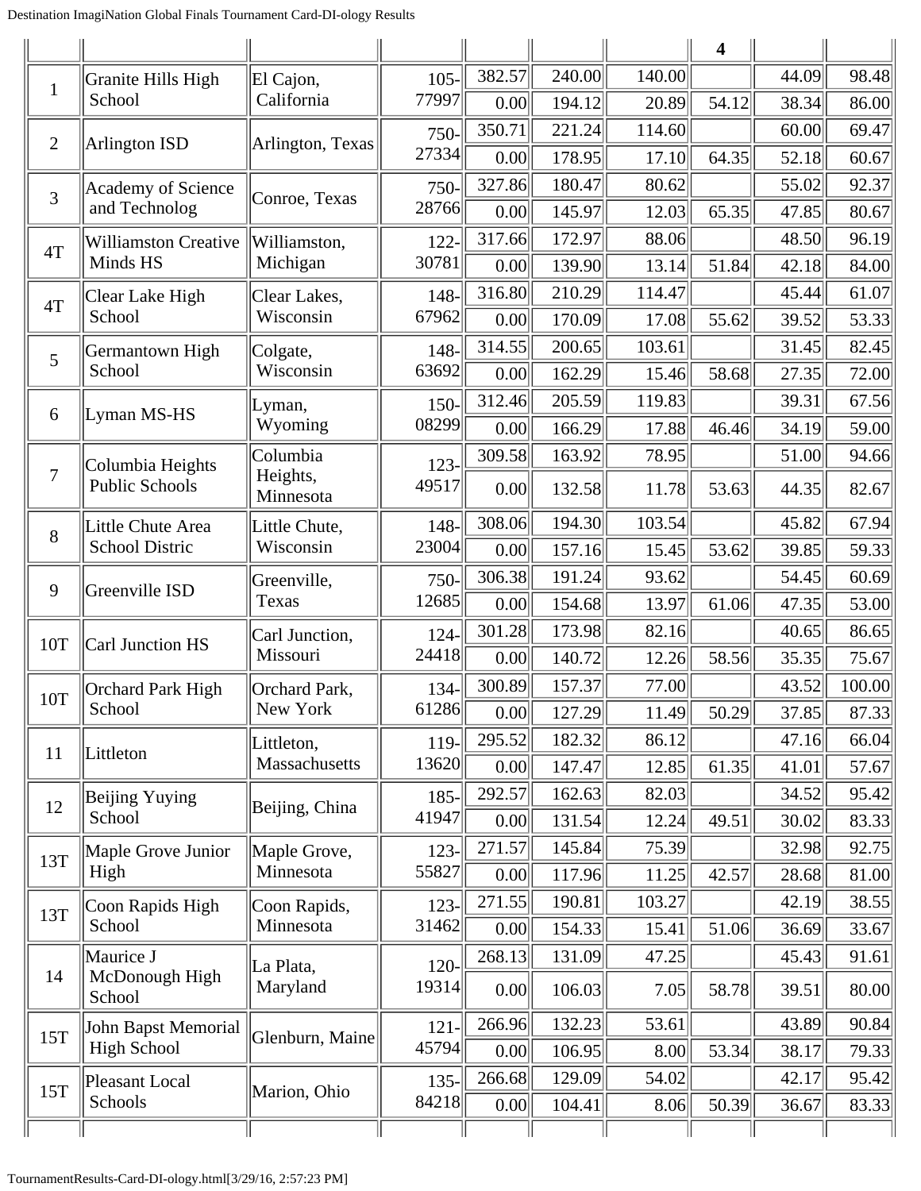| | | | | | | | 4 | | |
|---|---|---|---|---|---|---|---|---|---|
| 1 | Granite Hills High School | El Cajon, California | 105-77997 | 382.57 | 240.00 | 140.00 | | 44.09 | 98.48 |
| | | | | 0.00 | 194.12 | 20.89 | 54.12 | 38.34 | 86.00 |
| 2 | Arlington ISD | Arlington, Texas | 750-27334 | 350.71 | 221.24 | 114.60 | | 60.00 | 69.47 |
| | | | | 0.00 | 178.95 | 17.10 | 64.35 | 52.18 | 60.67 |
| 3 | Academy of Science and Technolog | Conroe, Texas | 750-28766 | 327.86 | 180.47 | 80.62 | | 55.02 | 92.37 |
| | | | | 0.00 | 145.97 | 12.03 | 65.35 | 47.85 | 80.67 |
| 4T | Williamston Creative Minds HS | Williamston, Michigan | 122-30781 | 317.66 | 172.97 | 88.06 | | 48.50 | 96.19 |
| | | | | 0.00 | 139.90 | 13.14 | 51.84 | 42.18 | 84.00 |
| 4T | Clear Lake High School | Clear Lakes, Wisconsin | 148-67962 | 316.80 | 210.29 | 114.47 | | 45.44 | 61.07 |
| | | | | 0.00 | 170.09 | 17.08 | 55.62 | 39.52 | 53.33 |
| 5 | Germantown High School | Colgate, Wisconsin | 148-63692 | 314.55 | 200.65 | 103.61 | | 31.45 | 82.45 |
| | | | | 0.00 | 162.29 | 15.46 | 58.68 | 27.35 | 72.00 |
| 6 | Lyman MS-HS | Lyman, Wyoming | 150-08299 | 312.46 | 205.59 | 119.83 | | 39.31 | 67.56 |
| | | | | 0.00 | 166.29 | 17.88 | 46.46 | 34.19 | 59.00 |
| 7 | Columbia Heights Public Schools | Columbia Heights, Minnesota | 123-49517 | 309.58 | 163.92 | 78.95 | | 51.00 | 94.66 |
| | | | | 0.00 | 132.58 | 11.78 | 53.63 | 44.35 | 82.67 |
| 8 | Little Chute Area School Distric | Little Chute, Wisconsin | 148-23004 | 308.06 | 194.30 | 103.54 | | 45.82 | 67.94 |
| | | | | 0.00 | 157.16 | 15.45 | 53.62 | 39.85 | 59.33 |
| 9 | Greenville ISD | Greenville, Texas | 750-12685 | 306.38 | 191.24 | 93.62 | | 54.45 | 60.69 |
| | | | | 0.00 | 154.68 | 13.97 | 61.06 | 47.35 | 53.00 |
| 10T | Carl Junction HS | Carl Junction, Missouri | 124-24418 | 301.28 | 173.98 | 82.16 | | 40.65 | 86.65 |
| | | | | 0.00 | 140.72 | 12.26 | 58.56 | 35.35 | 75.67 |
| 10T | Orchard Park High School | Orchard Park, New York | 134-61286 | 300.89 | 157.37 | 77.00 | | 43.52 | 100.00 |
| | | | | 0.00 | 127.29 | 11.49 | 50.29 | 37.85 | 87.33 |
| 11 | Littleton | Littleton, Massachusetts | 119-13620 | 295.52 | 182.32 | 86.12 | | 47.16 | 66.04 |
| | | | | 0.00 | 147.47 | 12.85 | 61.35 | 41.01 | 57.67 |
| 12 | Beijing Yuying School | Beijing, China | 185-41947 | 292.57 | 162.63 | 82.03 | | 34.52 | 95.42 |
| | | | | 0.00 | 131.54 | 12.24 | 49.51 | 30.02 | 83.33 |
| 13T | Maple Grove Junior High | Maple Grove, Minnesota | 123-55827 | 271.57 | 145.84 | 75.39 | | 32.98 | 92.75 |
| | | | | 0.00 | 117.96 | 11.25 | 42.57 | 28.68 | 81.00 |
| 13T | Coon Rapids High School | Coon Rapids, Minnesota | 123-31462 | 271.55 | 190.81 | 103.27 | | 42.19 | 38.55 |
| | | | | 0.00 | 154.33 | 15.41 | 51.06 | 36.69 | 33.67 |
| 14 | Maurice J McDonough High School | La Plata, Maryland | 120-19314 | 268.13 | 131.09 | 47.25 | | 45.43 | 91.61 |
| | | | | 0.00 | 106.03 | 7.05 | 58.78 | 39.51 | 80.00 |
| 15T | John Bapst Memorial High School | Glenburn, Maine | 121-45794 | 266.96 | 132.23 | 53.61 | | 43.89 | 90.84 |
| | | | | 0.00 | 106.95 | 8.00 | 53.34 | 38.17 | 79.33 |
| 15T | Pleasant Local Schools | Marion, Ohio | 135-84218 | 266.68 | 129.09 | 54.02 | | 42.17 | 95.42 |
| | | | | 0.00 | 104.41 | 8.06 | 50.39 | 36.67 | 83.33 |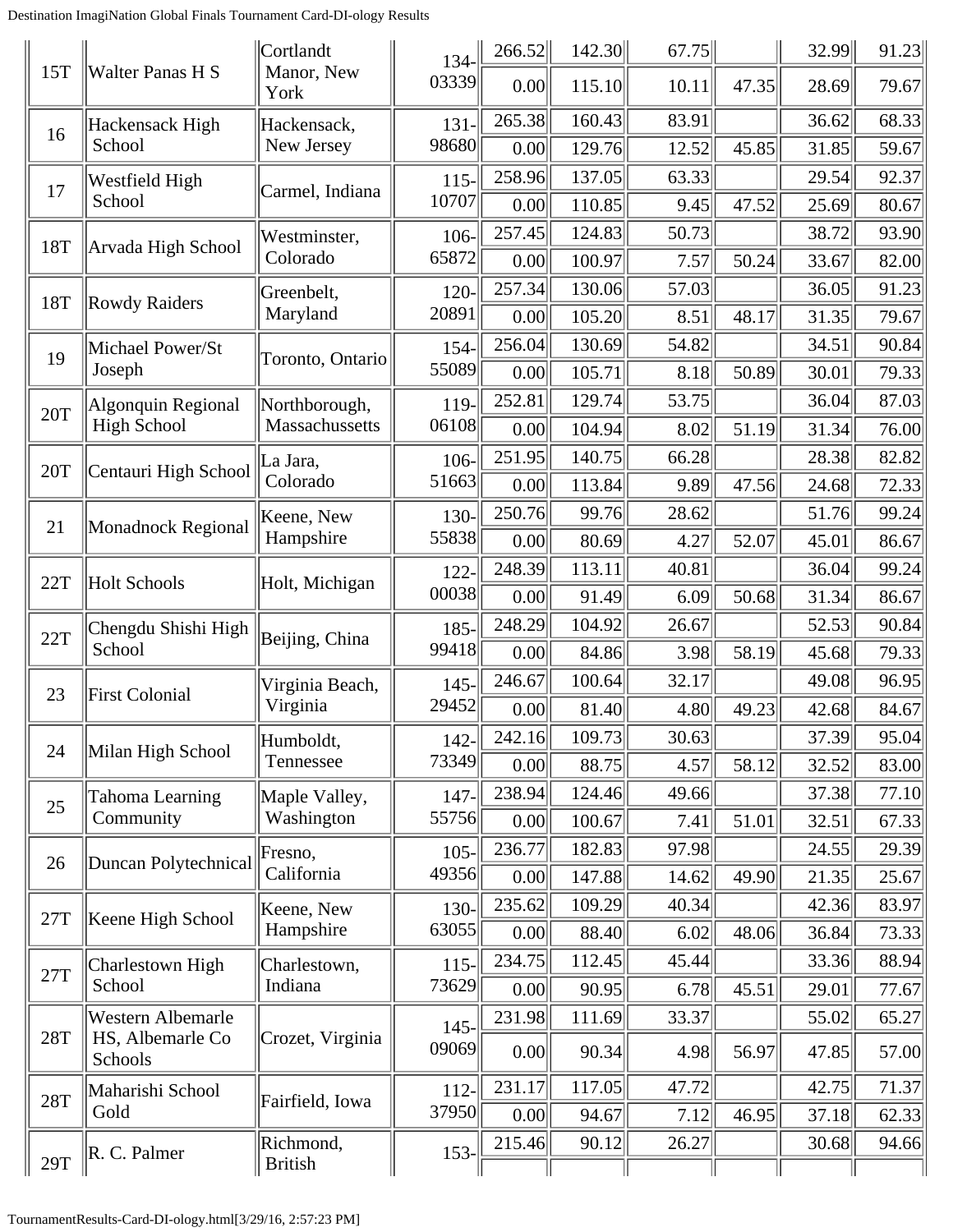| 15T | Walter Panas H S | Cortlandt Manor, New York | 134-03339 | 266.52 | 142.30 | 67.75 | | 32.99 | 91.23 |
|---|---|---|---|---|---|---|---|---|---|
| | | | | 0.00 | 115.10 | 10.11 | 47.35 | 28.69 | 79.67 |
| 16 | Hackensack High School | Hackensack, New Jersey | 131-98680 | 265.38 | 160.43 | 83.91 | | 36.62 | 68.33 |
| | | | | 0.00 | 129.76 | 12.52 | 45.85 | 31.85 | 59.67 |
| 17 | Westfield High School | Carmel, Indiana | 115-10707 | 258.96 | 137.05 | 63.33 | | 29.54 | 92.37 |
| | | | | 0.00 | 110.85 | 9.45 | 47.52 | 25.69 | 80.67 |
| 18T | Arvada High School | Westminster, Colorado | 106-65872 | 257.45 | 124.83 | 50.73 | | 38.72 | 93.90 |
| | | | | 0.00 | 100.97 | 7.57 | 50.24 | 33.67 | 82.00 |
| 18T | Rowdy Raiders | Greenbelt, Maryland | 120-20891 | 257.34 | 130.06 | 57.03 | | 36.05 | 91.23 |
| | | | | 0.00 | 105.20 | 8.51 | 48.17 | 31.35 | 79.67 |
| 19 | Michael Power/St Joseph | Toronto, Ontario | 154-55089 | 256.04 | 130.69 | 54.82 | | 34.51 | 90.84 |
| | | | | 0.00 | 105.71 | 8.18 | 50.89 | 30.01 | 79.33 |
| 20T | Algonquin Regional High School | Northborough, Massachussetts | 119-06108 | 252.81 | 129.74 | 53.75 | | 36.04 | 87.03 |
| | | | | 0.00 | 104.94 | 8.02 | 51.19 | 31.34 | 76.00 |
| 20T | Centauri High School | La Jara, Colorado | 106-51663 | 251.95 | 140.75 | 66.28 | | 28.38 | 82.82 |
| | | | | 0.00 | 113.84 | 9.89 | 47.56 | 24.68 | 72.33 |
| 21 | Monadnock Regional | Keene, New Hampshire | 130-55838 | 250.76 | 99.76 | 28.62 | | 51.76 | 99.24 |
| | | | | 0.00 | 80.69 | 4.27 | 52.07 | 45.01 | 86.67 |
| 22T | Holt Schools | Holt, Michigan | 122-00038 | 248.39 | 113.11 | 40.81 | | 36.04 | 99.24 |
| | | | | 0.00 | 91.49 | 6.09 | 50.68 | 31.34 | 86.67 |
| 22T | Chengdu Shishi High School | Beijing, China | 185-99418 | 248.29 | 104.92 | 26.67 | | 52.53 | 90.84 |
| | | | | 0.00 | 84.86 | 3.98 | 58.19 | 45.68 | 79.33 |
| 23 | First Colonial | Virginia Beach, Virginia | 145-29452 | 246.67 | 100.64 | 32.17 | | 49.08 | 96.95 |
| | | | | 0.00 | 81.40 | 4.80 | 49.23 | 42.68 | 84.67 |
| 24 | Milan High School | Humboldt, Tennessee | 142-73349 | 242.16 | 109.73 | 30.63 | | 37.39 | 95.04 |
| | | | | 0.00 | 88.75 | 4.57 | 58.12 | 32.52 | 83.00 |
| 25 | Tahoma Learning Community | Maple Valley, Washington | 147-55756 | 238.94 | 124.46 | 49.66 | | 37.38 | 77.10 |
| | | | | 0.00 | 100.67 | 7.41 | 51.01 | 32.51 | 67.33 |
| 26 | Duncan Polytechnical | Fresno, California | 105-49356 | 236.77 | 182.83 | 97.98 | | 24.55 | 29.39 |
| | | | | 0.00 | 147.88 | 14.62 | 49.90 | 21.35 | 25.67 |
| 27T | Keene High School | Keene, New Hampshire | 130-63055 | 235.62 | 109.29 | 40.34 | | 42.36 | 83.97 |
| | | | | 0.00 | 88.40 | 6.02 | 48.06 | 36.84 | 73.33 |
| 27T | Charlestown High School | Charlestown, Indiana | 115-73629 | 234.75 | 112.45 | 45.44 | | 33.36 | 88.94 |
| | | | | 0.00 | 90.95 | 6.78 | 45.51 | 29.01 | 77.67 |
| 28T | Western Albemarle HS, Albemarle Co Schools | Crozet, Virginia | 145-09069 | 231.98 | 111.69 | 33.37 | | 55.02 | 65.27 |
| | | | | 0.00 | 90.34 | 4.98 | 56.97 | 47.85 | 57.00 |
| 28T | Maharishi School Gold | Fairfield, Iowa | 112-37950 | 231.17 | 117.05 | 47.72 | | 42.75 | 71.37 |
| | | | | 0.00 | 94.67 | 7.12 | 46.95 | 37.18 | 62.33 |
| 29T | R. C. Palmer | Richmond, British | 153- | 215.46 | 90.12 | 26.27 | | 30.68 | 94.66 |
| | | | | | | | | | |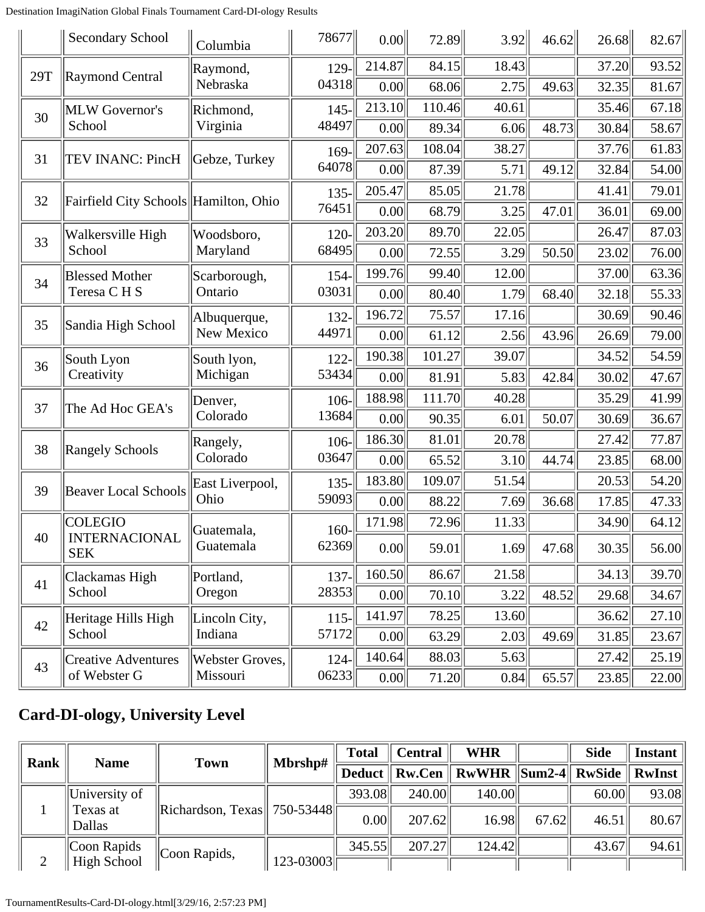| | Secondary School | Columbia | 78677 | 0.00 | 72.89 | 3.92 | 46.62 | 26.68 | 82.67 |
|---|---|---|---|---|---|---|---|---|---|
| 29T | Raymond Central | Raymond, Nebraska | 129-04318 | 214.87 | 84.15 | 18.43 | | 37.20 | 93.52 |
| | | | | 0.00 | 68.06 | 2.75 | 49.63 | 32.35 | 81.67 |
| 30 | MLW Governor's School | Richmond, Virginia | 145-48497 | 213.10 | 110.46 | 40.61 | | 35.46 | 67.18 |
| | | | | 0.00 | 89.34 | 6.06 | 48.73 | 30.84 | 58.67 |
| 31 | TEV INANC: PincH | Gebze, Turkey | 169-64078 | 207.63 | 108.04 | 38.27 | | 37.76 | 61.83 |
| | | | | 0.00 | 87.39 | 5.71 | 49.12 | 32.84 | 54.00 |
| 32 | Fairfield City Schools | Hamilton, Ohio | 135-76451 | 205.47 | 85.05 | 21.78 | | 41.41 | 79.01 |
| | | | | 0.00 | 68.79 | 3.25 | 47.01 | 36.01 | 69.00 |
| 33 | Walkersville High School | Woodsboro, Maryland | 120-68495 | 203.20 | 89.70 | 22.05 | | 26.47 | 87.03 |
| | | | | 0.00 | 72.55 | 3.29 | 50.50 | 23.02 | 76.00 |
| 34 | Blessed Mother Teresa C H S | Scarborough, Ontario | 154-03031 | 199.76 | 99.40 | 12.00 | | 37.00 | 63.36 |
| | | | | 0.00 | 80.40 | 1.79 | 68.40 | 32.18 | 55.33 |
| 35 | Sandia High School | Albuquerque, New Mexico | 132-44971 | 196.72 | 75.57 | 17.16 | | 30.69 | 90.46 |
| | | | | 0.00 | 61.12 | 2.56 | 43.96 | 26.69 | 79.00 |
| 36 | South Lyon Creativity | South lyon, Michigan | 122-53434 | 190.38 | 101.27 | 39.07 | | 34.52 | 54.59 |
| | | | | 0.00 | 81.91 | 5.83 | 42.84 | 30.02 | 47.67 |
| 37 | The Ad Hoc GEA's | Denver, Colorado | 106-13684 | 188.98 | 111.70 | 40.28 | | 35.29 | 41.99 |
| | | | | 0.00 | 90.35 | 6.01 | 50.07 | 30.69 | 36.67 |
| 38 | Rangely Schools | Rangely, Colorado | 106-03647 | 186.30 | 81.01 | 20.78 | | 27.42 | 77.87 |
| | | | | 0.00 | 65.52 | 3.10 | 44.74 | 23.85 | 68.00 |
| 39 | Beaver Local Schools | East Liverpool, Ohio | 135-59093 | 183.80 | 109.07 | 51.54 | | 20.53 | 54.20 |
| | | | | 0.00 | 88.22 | 7.69 | 36.68 | 17.85 | 47.33 |
| 40 | COLEGIO INTERNACIONAL SEK | Guatemala, Guatemala | 160-62369 | 171.98 | 72.96 | 11.33 | | 34.90 | 64.12 |
| | | | | 0.00 | 59.01 | 1.69 | 47.68 | 30.35 | 56.00 |
| 41 | Clackamas High School | Portland, Oregon | 137-28353 | 160.50 | 86.67 | 21.58 | | 34.13 | 39.70 |
| | | | | 0.00 | 70.10 | 3.22 | 48.52 | 29.68 | 34.67 |
| 42 | Heritage Hills High School | Lincoln City, Indiana | 115-57172 | 141.97 | 78.25 | 13.60 | | 36.62 | 27.10 |
| | | | | 0.00 | 63.29 | 2.03 | 49.69 | 31.85 | 23.67 |
| 43 | Creative Adventures of Webster G | Webster Groves, Missouri | 124-06233 | 140.64 | 88.03 | 5.63 | | 27.42 | 25.19 |
| | | | | 0.00 | 71.20 | 0.84 | 65.57 | 23.85 | 22.00 |

## Card-DI-ology, University Level

| Rank | Name | Town | Mbrshp# | Total | Central | WHR | | Side | Instant |
|---|---|---|---|---|---|---|---|---|---|
| | | | | Deduct | Rw.Cen | RwWHR | Sum2-4 | RwSide | RwInst |
| 1 | University of Texas at Dallas | Richardson, Texas | 750-53448 | 393.08 | 240.00 | 140.00 | | 60.00 | 93.08 |
| | | | | 0.00 | 207.62 | 16.98 | 67.62 | 46.51 | 80.67 |
| 2 | Coon Rapids High School | Coon Rapids, | 123-03003 | 345.55 | 207.27 | 124.42 | | 43.67 | 94.61 |
| | | | | | | | | | |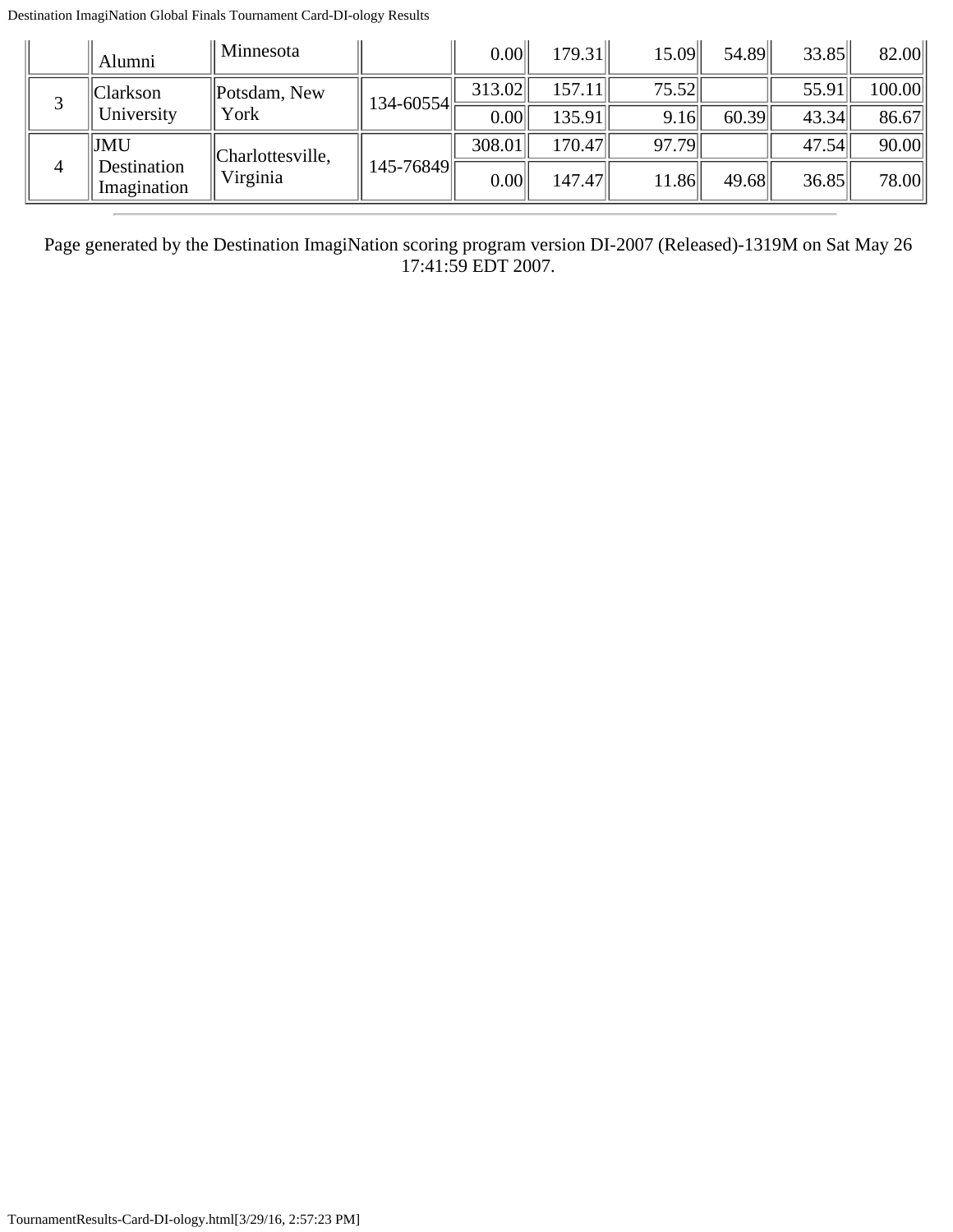| | | | | | | | | | |
|---|---|---|---|---|---|---|---|---|---|
| | Alumni | Minnesota | | 0.00 | 179.31 | 15.09 | 54.89 | 33.85 | 82.00 |
| 3 | Clarkson University | Potsdam, New York | 134-60554 | 313.02 | 157.11 | 75.52 | | 55.91 | 100.00 |
| | | | | 0.00 | 135.91 | 9.16 | 60.39 | 43.34 | 86.67 |
| 4 | JMU Destination Imagination | Charlottesville, Virginia | 145-76849 | 308.01 | 170.47 | 97.79 | | 47.54 | 90.00 |
| | | | | 0.00 | 147.47 | 11.86 | 49.68 | 36.85 | 78.00 |

---

Page generated by the Destination ImagiNation scoring program version DI-2007 (Released)-1319M on Sat May 26 17:41:59 EDT 2007.